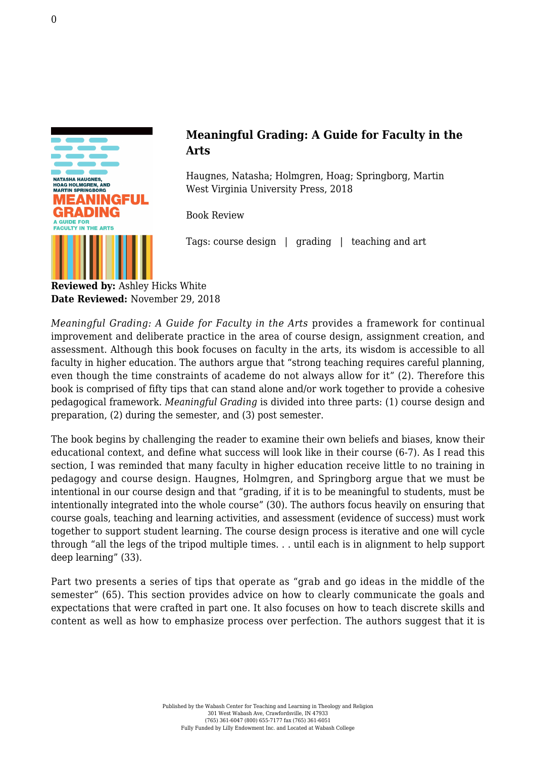## Meaningful Grading: A Guide for Faculty in the Arts

Haugnes, Natasha; Holmgren, Hoag; Springborg, Martin
West Virginia University Press, 2018

Book Review

Tags: course design | grading | teaching and art

**Reviewed by:** Ashley Hicks White
**Date Reviewed:** November 29, 2018

*Meaningful Grading: A Guide for Faculty in the Arts* provides a framework for continual improvement and deliberate practice in the area of course design, assignment creation, and assessment. Although this book focuses on faculty in the arts, its wisdom is accessible to all faculty in higher education. The authors argue that "strong teaching requires careful planning, even though the time constraints of academe do not always allow for it" (2). Therefore this book is comprised of fifty tips that can stand alone and/or work together to provide a cohesive pedagogical framework. *Meaningful Grading* is divided into three parts: (1) course design and preparation, (2) during the semester, and (3) post semester.

The book begins by challenging the reader to examine their own beliefs and biases, know their educational context, and define what success will look like in their course (6-7). As I read this section, I was reminded that many faculty in higher education receive little to no training in pedagogy and course design. Haugnes, Holmgren, and Springborg argue that we must be intentional in our course design and that "grading, if it is to be meaningful to students, must be intentionally integrated into the whole course" (30). The authors focus heavily on ensuring that course goals, teaching and learning activities, and assessment (evidence of success) must work together to support student learning. The course design process is iterative and one will cycle through "all the legs of the tripod multiple times. . . until each is in alignment to help support deep learning" (33).

Part two presents a series of tips that operate as "grab and go ideas in the middle of the semester" (65). This section provides advice on how to clearly communicate the goals and expectations that were crafted in part one. It also focuses on how to teach discrete skills and content as well as how to emphasize process over perfection. The authors suggest that it is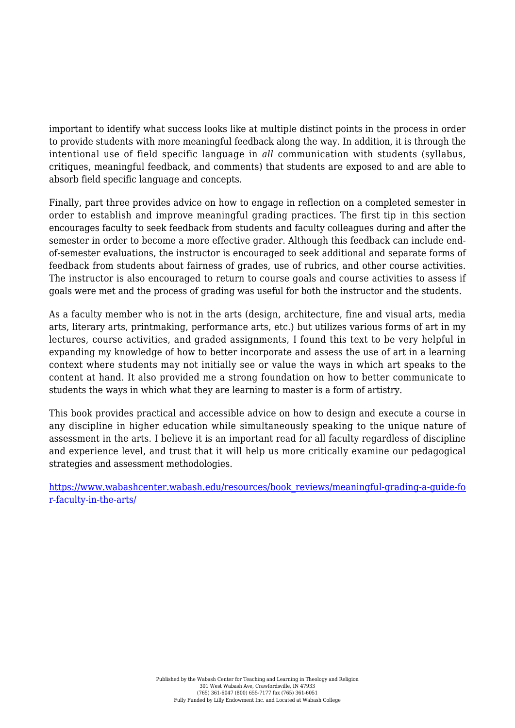important to identify what success looks like at multiple distinct points in the process in order to provide students with more meaningful feedback along the way. In addition, it is through the intentional use of field specific language in *all* communication with students (syllabus, critiques, meaningful feedback, and comments) that students are exposed to and are able to absorb field specific language and concepts.

Finally, part three provides advice on how to engage in reflection on a completed semester in order to establish and improve meaningful grading practices. The first tip in this section encourages faculty to seek feedback from students and faculty colleagues during and after the semester in order to become a more effective grader. Although this feedback can include end-of-semester evaluations, the instructor is encouraged to seek additional and separate forms of feedback from students about fairness of grades, use of rubrics, and other course activities. The instructor is also encouraged to return to course goals and course activities to assess if goals were met and the process of grading was useful for both the instructor and the students.

As a faculty member who is not in the arts (design, architecture, fine and visual arts, media arts, literary arts, printmaking, performance arts, etc.) but utilizes various forms of art in my lectures, course activities, and graded assignments, I found this text to be very helpful in expanding my knowledge of how to better incorporate and assess the use of art in a learning context where students may not initially see or value the ways in which art speaks to the content at hand. It also provided me a strong foundation on how to better communicate to students the ways in which what they are learning to master is a form of artistry.

This book provides practical and accessible advice on how to design and execute a course in any discipline in higher education while simultaneously speaking to the unique nature of assessment in the arts. I believe it is an important read for all faculty regardless of discipline and experience level, and trust that it will help us more critically examine our pedagogical strategies and assessment methodologies.

https://www.wabashcenter.wabash.edu/resources/book_reviews/meaningful-grading-a-guide-for-faculty-in-the-arts/

Published by the Wabash Center for Teaching and Learning in Theology and Religion
301 West Wabash Ave, Crawfordsville, IN 47933
(765) 361-6047 (800) 655-7177 fax (765) 361-6051
Fully Funded by Lilly Endowment Inc. and Located at Wabash College